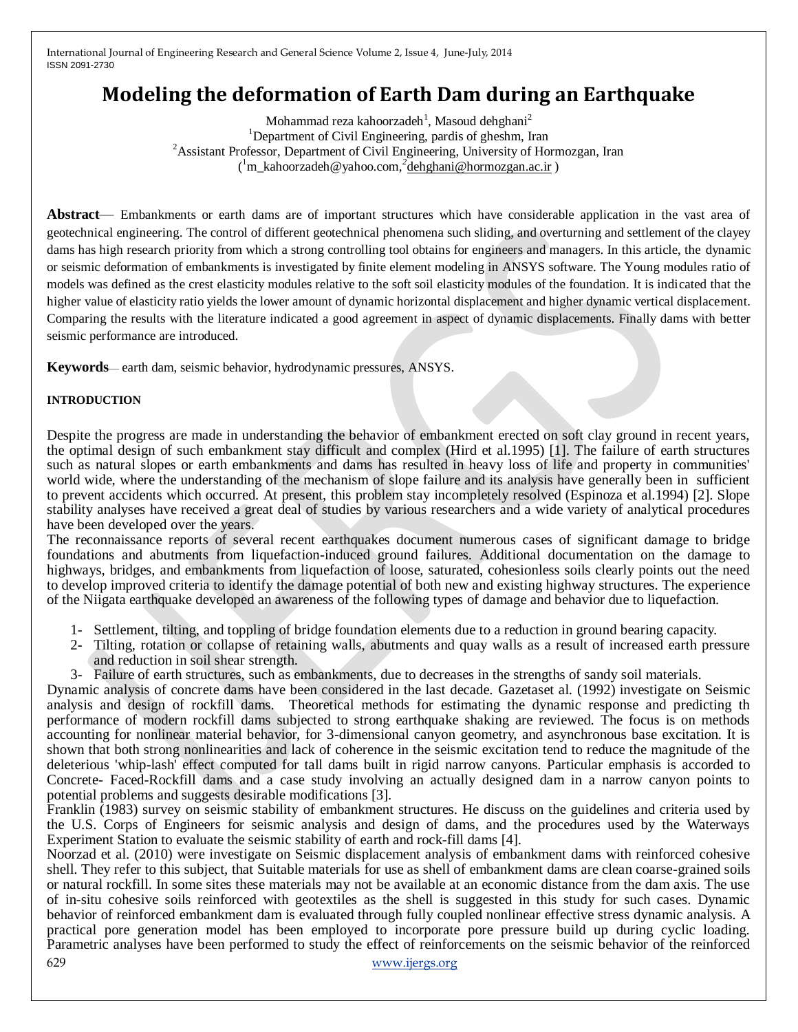# Modeling the deformation of Earth Dam during an Earthquake

Mohammad reza kahoorzadeh[1], Masoud dehghani[2]

[1]Department of Civil Engineering, pardis of gheshm, Iran

[2]Assistant Professor, Department of Civil Engineering, University of Hormozgan, Iran

([1]m_kahoorzadeh@yahoo.com,[2]dehghani@hormozgan.ac.ir )

**Abstract**— Embankments or earth dams are of important structures which have considerable application in the vast area of geotechnical engineering. The control of different geotechnical phenomena such sliding, and overturning and settlement of the clayey dams has high research priority from which a strong controlling tool obtains for engineers and managers. In this article, the dynamic or seismic deformation of embankments is investigated by finite element modeling in ANSYS software. The Young modules ratio of models was defined as the crest elasticity modules relative to the soft soil elasticity modules of the foundation. It is indicated that the higher value of elasticity ratio yields the lower amount of dynamic horizontal displacement and higher dynamic vertical displacement. Comparing the results with the literature indicated a good agreement in aspect of dynamic displacements. Finally dams with better seismic performance are introduced.

**Keywords**— earth dam, seismic behavior, hydrodynamic pressures, ANSYS.

#### INTRODUCTION

Despite the progress are made in understanding the behavior of embankment erected on soft clay ground in recent years, the optimal design of such embankment stay difficult and complex (Hird et al.1995) [1]. The failure of earth structures such as natural slopes or earth embankments and dams has resulted in heavy loss of life and property in communities' world wide, where the understanding of the mechanism of slope failure and its analysis have generally been in sufficient to prevent accidents which occurred. At present, this problem stay incompletely resolved (Espinoza et al.1994) [2]. Slope stability analyses have received a great deal of studies by various researchers and a wide variety of analytical procedures have been developed over the years.

The reconnaissance reports of several recent earthquakes document numerous cases of significant damage to bridge foundations and abutments from liquefaction-induced ground failures. Additional documentation on the damage to highways, bridges, and embankments from liquefaction of loose, saturated, cohesionless soils clearly points out the need to develop improved criteria to identify the damage potential of both new and existing highway structures. The experience of the Niigata earthquake developed an awareness of the following types of damage and behavior due to liquefaction.

1- Settlement, tilting, and toppling of bridge foundation elements due to a reduction in ground bearing capacity.
2- Tilting, rotation or collapse of retaining walls, abutments and quay walls as a result of increased earth pressure and reduction in soil shear strength.
3- Failure of earth structures, such as embankments, due to decreases in the strengths of sandy soil materials.

Dynamic analysis of concrete dams have been considered in the last decade. Gazetaset al. (1992) investigate on Seismic analysis and design of rockfill dams. Theoretical methods for estimating the dynamic response and predicting th performance of modern rockfill dams subjected to strong earthquake shaking are reviewed. The focus is on methods accounting for nonlinear material behavior, for 3-dimensional canyon geometry, and asynchronous base excitation. It is shown that both strong nonlinearities and lack of coherence in the seismic excitation tend to reduce the magnitude of the deleterious 'whip-lash' effect computed for tall dams built in rigid narrow canyons. Particular emphasis is accorded to Concrete- Faced-Rockfill dams and a case study involving an actually designed dam in a narrow canyon points to potential problems and suggests desirable modifications [3].

Franklin (1983) survey on seismic stability of embankment structures. He discuss on the guidelines and criteria used by the U.S. Corps of Engineers for seismic analysis and design of dams, and the procedures used by the Waterways Experiment Station to evaluate the seismic stability of earth and rock-fill dams [4].

Noorzad et al. (2010) were investigate on Seismic displacement analysis of embankment dams with reinforced cohesive shell. They refer to this subject, that Suitable materials for use as shell of embankment dams are clean coarse-grained soils or natural rockfill. In some sites these materials may not be available at an economic distance from the dam axis. The use of in-situ cohesive soils reinforced with geotextiles as the shell is suggested in this study for such cases. Dynamic behavior of reinforced embankment dam is evaluated through fully coupled nonlinear effective stress dynamic analysis. A practical pore generation model has been employed to incorporate pore pressure build up during cyclic loading. Parametric analyses have been performed to study the effect of reinforcements on the seismic behavior of the reinforced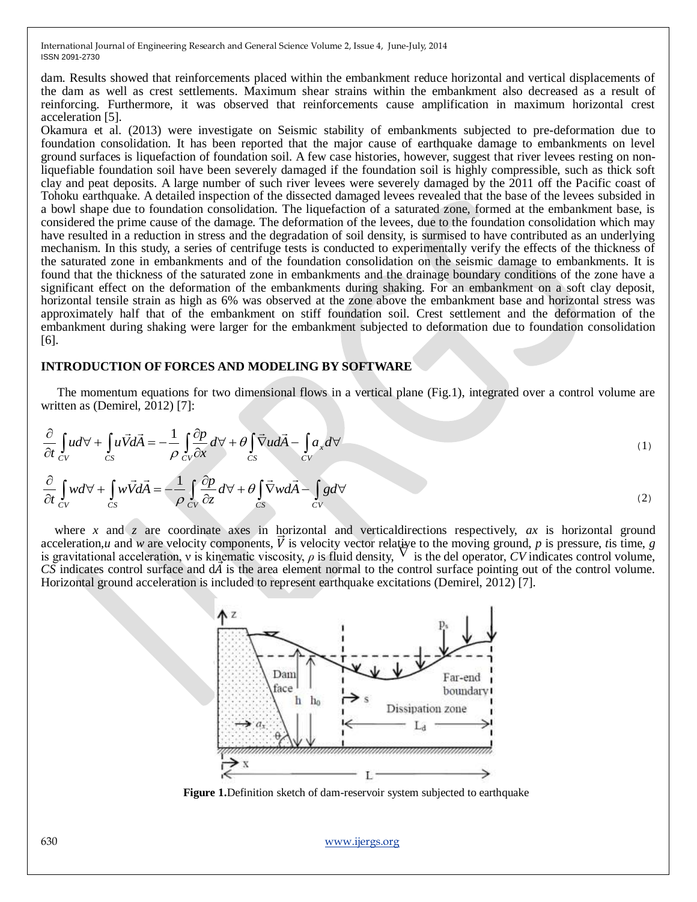dam. Results showed that reinforcements placed within the embankment reduce horizontal and vertical displacements of the dam as well as crest settlements. Maximum shear strains within the embankment also decreased as a result of reinforcing. Furthermore, it was observed that reinforcements cause amplification in maximum horizontal crest acceleration [5].

Okamura et al. (2013) were investigate on Seismic stability of embankments subjected to pre-deformation due to foundation consolidation. It has been reported that the major cause of earthquake damage to embankments on level ground surfaces is liquefaction of foundation soil. A few case histories, however, suggest that river levees resting on non-liquefiable foundation soil have been severely damaged if the foundation soil is highly compressible, such as thick soft clay and peat deposits. A large number of such river levees were severely damaged by the 2011 off the Pacific coast of Tohoku earthquake. A detailed inspection of the dissected damaged levees revealed that the base of the levees subsided in a bowl shape due to foundation consolidation. The liquefaction of a saturated zone, formed at the embankment base, is considered the prime cause of the damage. The deformation of the levees, due to the foundation consolidation which may have resulted in a reduction in stress and the degradation of soil density, is surmised to have contributed as an underlying mechanism. In this study, a series of centrifuge tests is conducted to experimentally verify the effects of the thickness of the saturated zone in embankments and of the foundation consolidation on the seismic damage to embankments. It is found that the thickness of the saturated zone in embankments and the drainage boundary conditions of the zone have a significant effect on the deformation of the embankments during shaking. For an embankment on a soft clay deposit, horizontal tensile strain as high as 6% was observed at the zone above the embankment base and horizontal stress was approximately half that of the embankment on stiff foundation soil. Crest settlement and the deformation of the embankment during shaking were larger for the embankment subjected to deformation due to foundation consolidation [6].

## INTRODUCTION OF FORCES AND MODELING BY SOFTWARE

The momentum equations for two dimensional flows in a vertical plane (Fig.1), integrated over a control volume are written as (Demirel, 2012) [7]:

$$\frac{\partial}{\partial t}\int_{CV} u\, d\forall + \int_{CS} u\vec{V} d\vec{A} = -\frac{1}{\rho}\int_{CV}\frac{\partial p}{\partial x}\, d\forall + \theta \int_{CS} \vec{\nabla} u\, d\vec{A} - \int_{CV} a_x\, d\forall \tag{1}$$

$$\frac{\partial}{\partial t}\int_{CV} w\, d\forall + \int_{CS} w\vec{V} d\vec{A} = -\frac{1}{\rho}\int_{CV}\frac{\partial p}{\partial z}\, d\forall + \theta \int_{CS} \vec{\nabla} w\, d\vec{A} - \int_{CV} g\, d\forall \tag{2}$$

where $x$ and $z$ are coordinate axes in horizontal and verticaldirections respectively, $ax$ is horizontal ground acceleration,$u$ and $w$ are velocity components, $\vec{V}$ is velocity vector relative to the moving ground, $p$ is pressure, $t$is time, $g$ is gravitational acceleration, ν is kinematic viscosity, $\rho$ is fluid density, $\vec{\nabla}$ is the del operator, *CV* indicates control volume, *CS* indicates control surface and $d\vec{A}$ is the area element normal to the control surface pointing out of the control volume. Horizontal ground acceleration is included to represent earthquake excitations (Demirel, 2012) [7].

**Figure 1.**Definition sketch of dam-reservoir system subjected to earthquake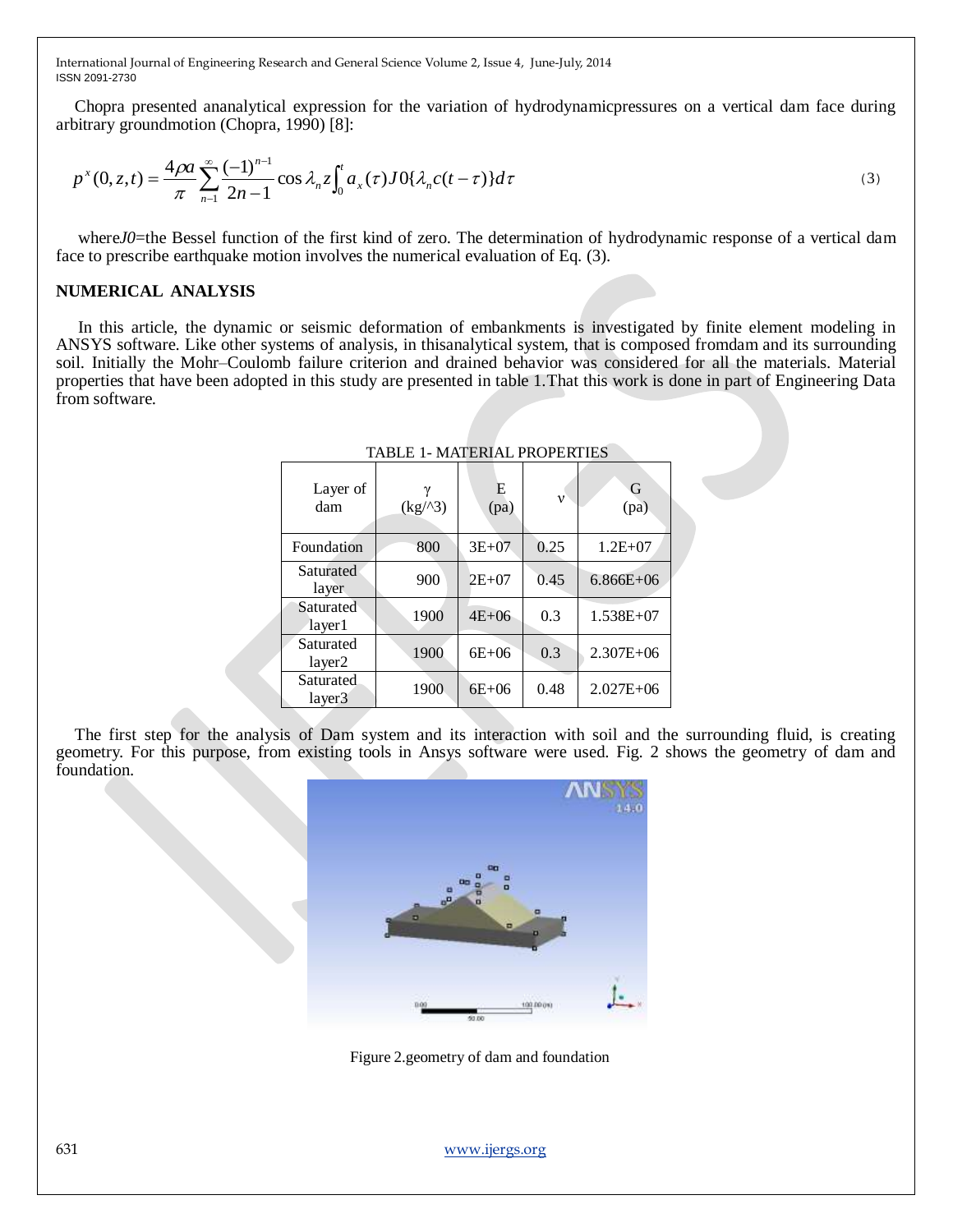Chopra presented ananalytical expression for the variation of hydrodynamicpressures on a vertical dam face during arbitrary groundmotion (Chopra, 1990) [8]:

$$p^x(0,z,t) = \frac{4\rho a}{\pi}\sum_{n-1}^{\infty}\frac{(-1)^{n-1}}{2n-1}\cos\lambda_n z\int_0^t a_x(\tau)J0\{\lambda_n c(t-\tau)\}d\tau \tag{3}$$

where*J0*=the Bessel function of the first kind of zero. The determination of hydrodynamic response of a vertical dam face to prescribe earthquake motion involves the numerical evaluation of Eq. (3).

## NUMERICAL ANALYSIS

In this article, the dynamic or seismic deformation of embankments is investigated by finite element modeling in ANSYS software. Like other systems of analysis, in thisanalytical system, that is composed fromdam and its surrounding soil. Initially the Mohr–Coulomb failure criterion and drained behavior was considered for all the materials. Material properties that have been adopted in this study are presented in table 1.That this work is done in part of Engineering Data from software.

TABLE 1- MATERIAL PROPERTIES

| Layer of dam | γ (kg/^3) | E (pa) | ν | G (pa) |
|---|---|---|---|---|
| Foundation | 800 | 3E+07 | 0.25 | 1.2E+07 |
| Saturated layer | 900 | 2E+07 | 0.45 | 6.866E+06 |
| Saturated layer1 | 1900 | 4E+06 | 0.3 | 1.538E+07 |
| Saturated layer2 | 1900 | 6E+06 | 0.3 | 2.307E+06 |
| Saturated layer3 | 1900 | 6E+06 | 0.48 | 2.027E+06 |

The first step for the analysis of Dam system and its interaction with soil and the surrounding fluid, is creating geometry. For this purpose, from existing tools in Ansys software were used. Fig. 2 shows the geometry of dam and foundation.

Figure 2.geometry of dam and foundation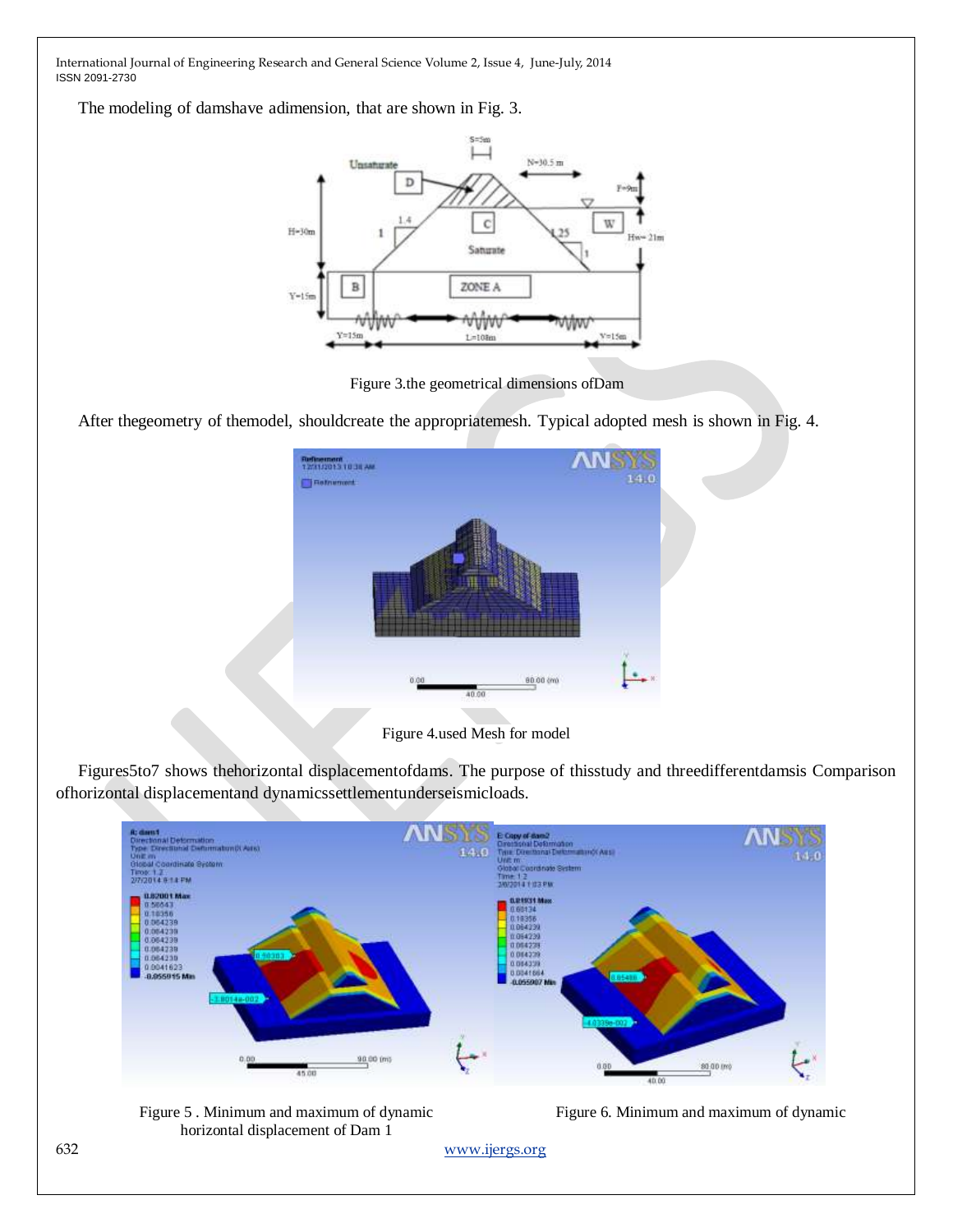The modeling of damshave adimension, that are shown in Fig. 3.

Figure 3.the geometrical dimensions ofDam

After thegeometry of themodel, shouldcreate the appropriatemesh. Typical adopted mesh is shown in Fig. 4.

Figure 4.used Mesh for model

Figures5to7 shows thehorizontal displacementofdams. The purpose of thisstudy and threedifferentdamsis Comparison ofhorizontal displacementand dynamicssettlementunderseismicloads.

Figure 5 . Minimum and maximum of dynamic horizontal displacement of Dam 1

Figure 6. Minimum and maximum of dynamic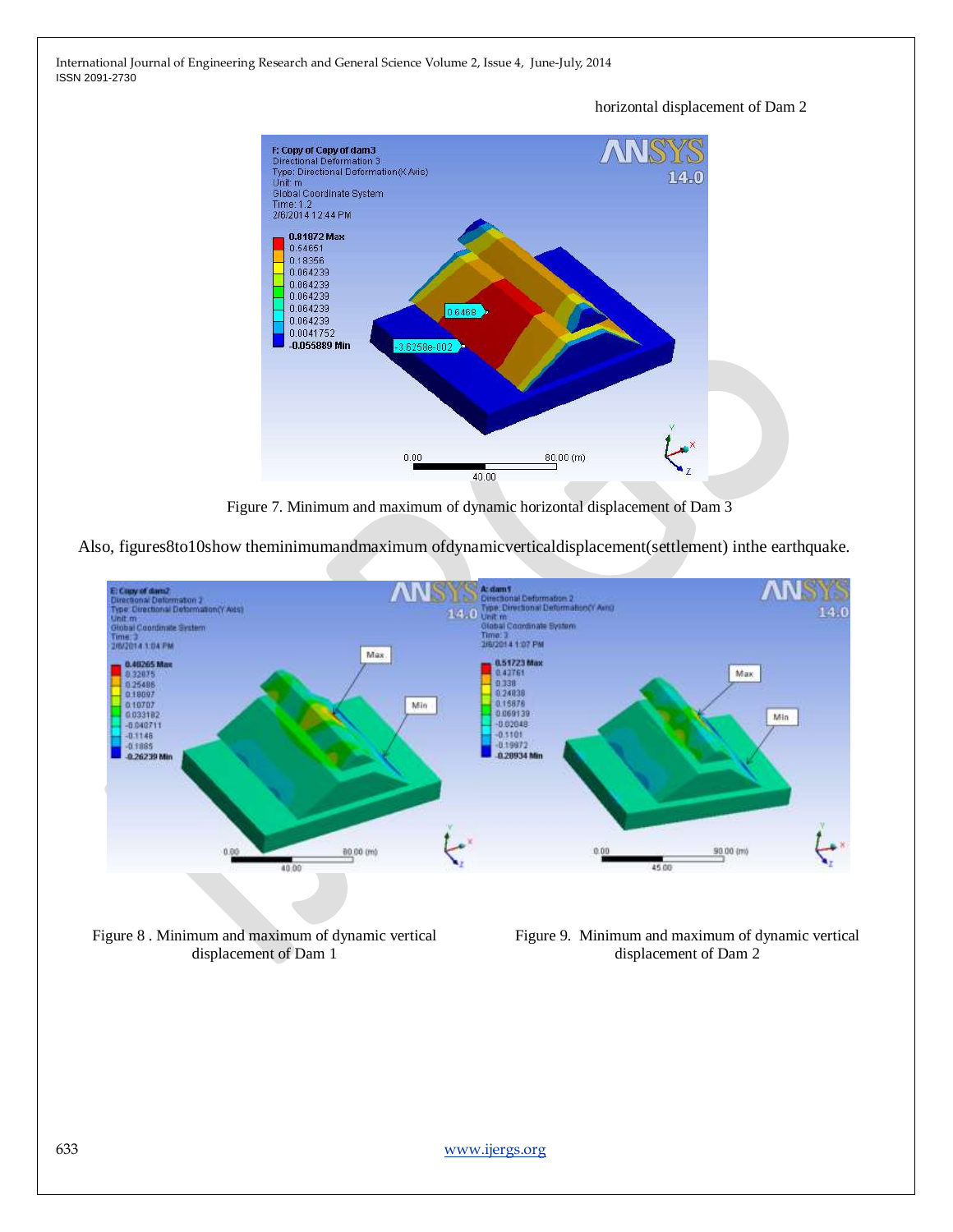horizontal displacement of Dam 2

Figure 7. Minimum and maximum of dynamic horizontal displacement of Dam 3

Also, figures8to10show theminimumandmaximum ofdynamicverticaldisplacement(settlement) inthe earthquake.

Figure 8 . Minimum and maximum of dynamic vertical displacement of Dam 1

Figure 9. Minimum and maximum of dynamic vertical displacement of Dam 2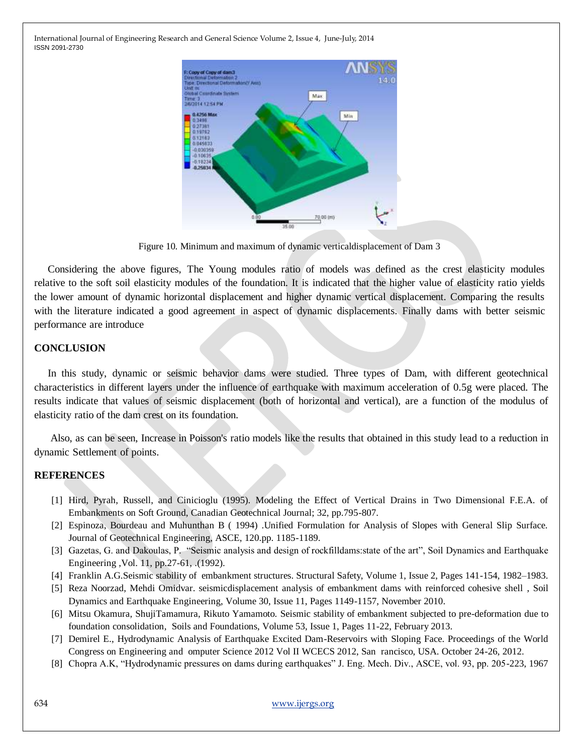F: Copy of Copy of dam3
Directional Deformation 2
Type: Directional Deformation(Y Axis)
Unit: m
Global Coordinate System
Time: 3
2/6/2014 12:54 PM

0.4256 Max
0.3496
0.27361
0.19762
0.12162
0.045633
-0.030359
-0.10635
-0.18234
-0.25834 Min

Max
Min

ANSYS
14.0

0.00
35.00
70.00 (m)

Figure 10. Minimum and maximum of dynamic verticaldisplacement of Dam 3

Considering the above figures, The Young modules ratio of models was defined as the crest elasticity modules relative to the soft soil elasticity modules of the foundation. It is indicated that the higher value of elasticity ratio yields the lower amount of dynamic horizontal displacement and higher dynamic vertical displacement. Comparing the results with the literature indicated a good agreement in aspect of dynamic displacements. Finally dams with better seismic performance are introduce

## CONCLUSION

In this study, dynamic or seismic behavior dams were studied. Three types of Dam, with different geotechnical characteristics in different layers under the influence of earthquake with maximum acceleration of 0.5g were placed. The results indicate that values of seismic displacement (both of horizontal and vertical), are a function of the modulus of elasticity ratio of the dam crest on its foundation.

Also, as can be seen, Increase in Poisson's ratio models like the results that obtained in this study lead to a reduction in dynamic Settlement of points.

## REFERENCES

[1] Hird, Pyrah, Russell, and Cinicioglu (1995). Modeling the Effect of Vertical Drains in Two Dimensional F.E.A. of Embankments on Soft Ground, Canadian Geotechnical Journal; 32, pp.795-807.

[2] Espinoza, Bourdeau and Muhunthan B ( 1994) .Unified Formulation for Analysis of Slopes with General Slip Surface. Journal of Geotechnical Engineering, ASCE, 120.pp. 1185-1189.

[3] Gazetas, G. and Dakoulas, P. "Seismic analysis and design of rockfilldams:state of the art", Soil Dynamics and Earthquake Engineering ,Vol. 11, pp.27-61, .(1992).

[4] Franklin A.G.Seismic stability of embankment structures. Structural Safety, Volume 1, Issue 2, Pages 141-154, 1982–1983.

[5] Reza Noorzad, Mehdi Omidvar. seismicdisplacement analysis of embankment dams with reinforced cohesive shell , Soil Dynamics and Earthquake Engineering, Volume 30, Issue 11, Pages 1149-1157, November 2010.

[6] Mitsu Okamura, ShujiTamamura, Rikuto Yamamoto. Seismic stability of embankment subjected to pre-deformation due to foundation consolidation, Soils and Foundations, Volume 53, Issue 1, Pages 11-22, February 2013.

[7] Demirel E., Hydrodynamic Analysis of Earthquake Excited Dam-Reservoirs with Sloping Face. Proceedings of the World Congress on Engineering and omputer Science 2012 Vol II WCECS 2012, San rancisco, USA. October 24-26, 2012.

[8] Chopra A.K, "Hydrodynamic pressures on dams during earthquakes" J. Eng. Mech. Div., ASCE, vol. 93, pp. 205-223, 1967